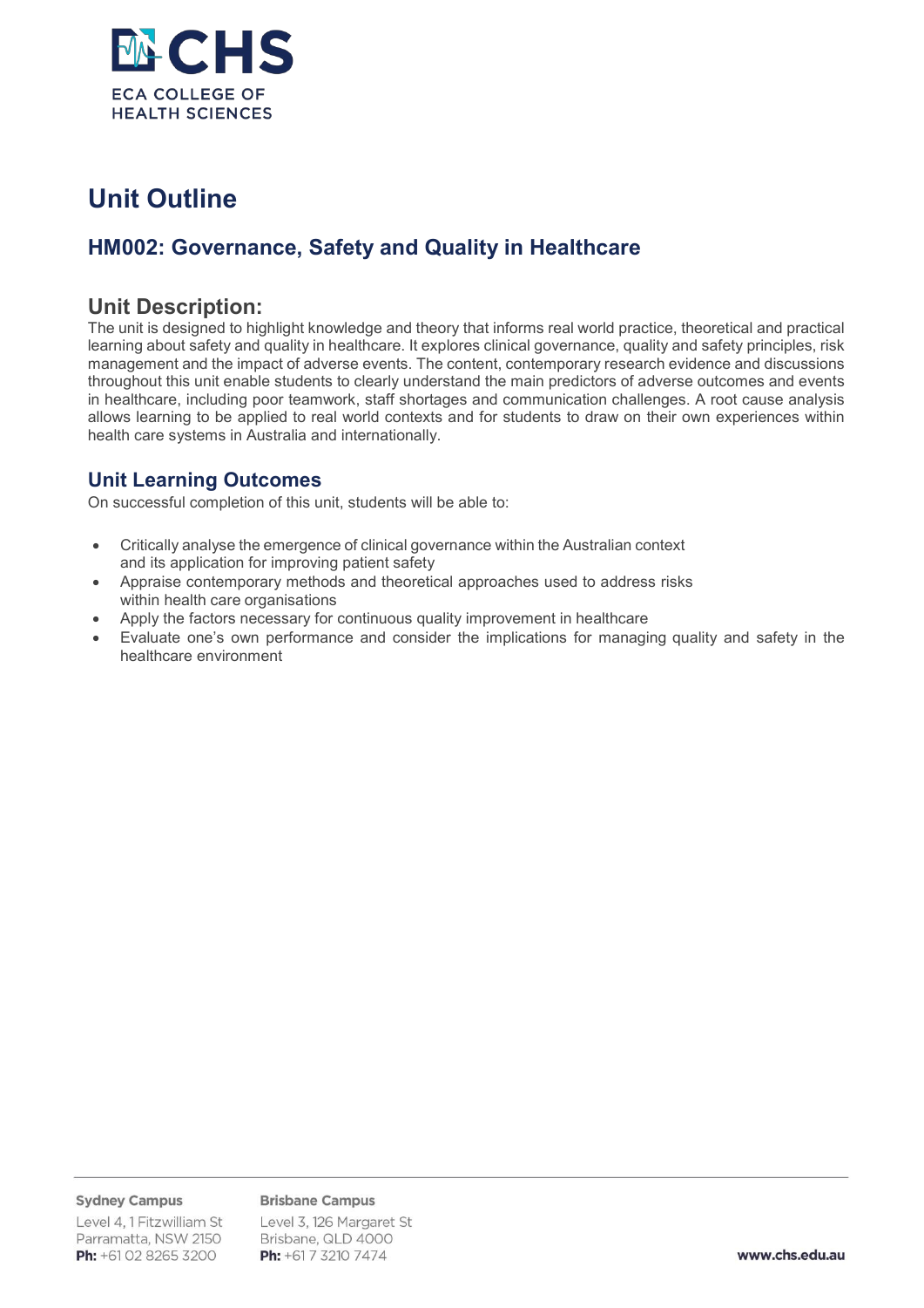# Unit Outline

## HM002: Governance, Safety and Quality in Healthcare

## Unit Description:

The unit is designed to highlight knowledge and theory that informs real world practice, theoretical and practical learning about safety and quality in healthcare. It explores clinical governance, quality and safety principles, risk management and the impact of adverse events. The content, contemporary research evidence and discussions throughout this unit enable students to clearly understand the main predictors of adverse outcomes and events in healthcare, including poor teamwork, staff shortages and communication challenges. A root cause analysis allows learning to be applied to real world contexts and for students to draw on their own experiences within health care systems in Australia and internationally.

### Unit Learning Outcomes

On successful completion of this unit, students will be able to:

- Critically analyse the emergence of clinical governance within the Australian context and its application for improving patient safety
- Appraise contemporary methods and theoretical approaches used to address risks within health care organisations
- Apply the factors necessary for continuous quality improvement in healthcare
- Evaluate one's own performance and consider the implications for managing quality and safety in the healthcare environment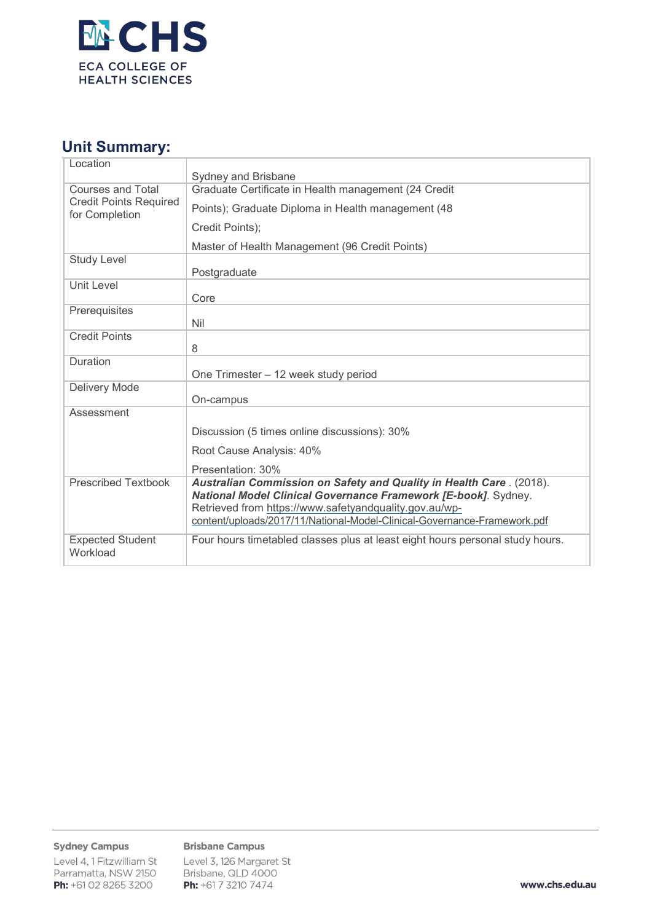## Unit Summary:

| | |
|---|---|
| Location | Sydney and Brisbane |
| Courses and Total Credit Points Required for Completion | Graduate Certificate in Health management (24 Credit Points); Graduate Diploma in Health management (48 Credit Points);<br>Master of Health Management (96 Credit Points) |
| Study Level | Postgraduate |
| Unit Level | Core |
| Prerequisites | Nil |
| Credit Points | 8 |
| Duration | One Trimester – 12 week study period |
| Delivery Mode | On-campus |
| Assessment | Discussion (5 times online discussions): 30%<br>Root Cause Analysis: 40%<br>Presentation: 30% |
| Prescribed Textbook | ***Australian Commission on Safety and Quality in Health Care*** . (2018). ***National Model Clinical Governance Framework [E-book]***. Sydney. Retrieved from https://www.safetyandquality.gov.au/wp-content/uploads/2017/11/National-Model-Clinical-Governance-Framework.pdf |
| Expected Student Workload | Four hours timetabled classes plus at least eight hours personal study hours. |